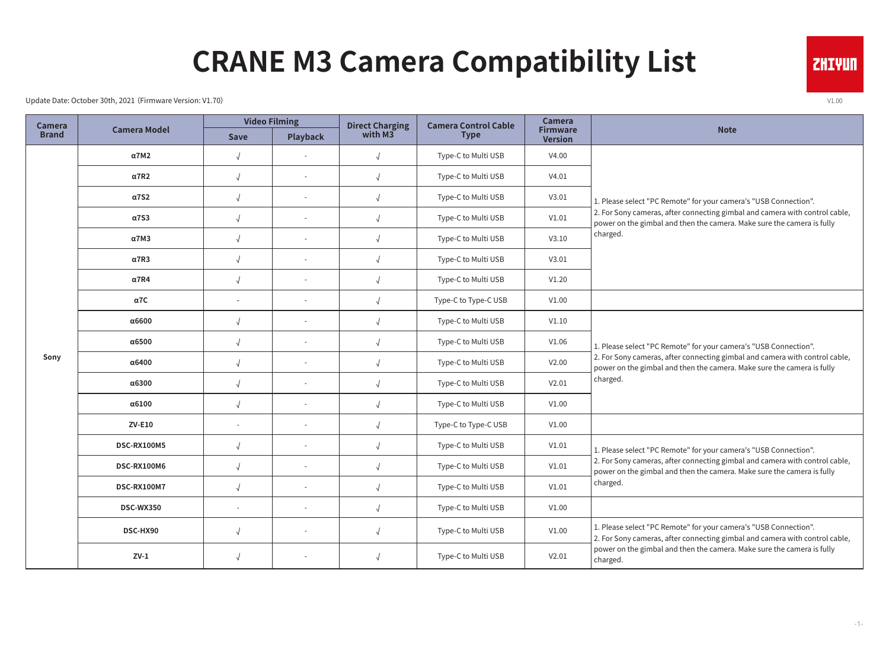# CRANE M3 Camera Compatibility List

Update Date: October 30th, 2021（Firmware Version: V1.70）

V1.00

| Camera Brand | Camera Model | Video Filming | | Direct Charging with M3 | Camera Control Cable Type | Camera Firmware Version | Note |
|---|---|---|---|---|---|---|---|
| | | Save | Playback | | | | |
| Sony | α7M2 | √ | - | √ | Type-C to Multi USB | V4.00 | 1. Please select "PC Remote" for your camera's "USB Connection". 2. For Sony cameras, after connecting gimbal and camera with control cable, power on the gimbal and then the camera. Make sure the camera is fully charged. |
| | α7R2 | √ | - | √ | Type-C to Multi USB | V4.01 | |
| | α7S2 | √ | - | √ | Type-C to Multi USB | V3.01 | |
| | α7S3 | √ | - | √ | Type-C to Multi USB | V1.01 | |
| | α7M3 | √ | - | √ | Type-C to Multi USB | V3.10 | |
| | α7R3 | √ | - | √ | Type-C to Multi USB | V3.01 | |
| | α7R4 | √ | - | √ | Type-C to Multi USB | V1.20 | |
| | α7C | - | - | √ | Type-C to Type-C USB | V1.00 | |
| | α6600 | √ | - | √ | Type-C to Multi USB | V1.10 | 1. Please select "PC Remote" for your camera's "USB Connection". 2. For Sony cameras, after connecting gimbal and camera with control cable, power on the gimbal and then the camera. Make sure the camera is fully charged. |
| | α6500 | √ | - | √ | Type-C to Multi USB | V1.06 | |
| | α6400 | √ | - | √ | Type-C to Multi USB | V2.00 | |
| | α6300 | √ | - | √ | Type-C to Multi USB | V2.01 | |
| | α6100 | √ | - | √ | Type-C to Multi USB | V1.00 | |
| | ZV-E10 | - | - | √ | Type-C to Type-C USB | V1.00 | |
| | DSC-RX100M5 | √ | - | √ | Type-C to Multi USB | V1.01 | 1. Please select "PC Remote" for your camera's "USB Connection". 2. For Sony cameras, after connecting gimbal and camera with control cable, power on the gimbal and then the camera. Make sure the camera is fully charged. |
| | DSC-RX100M6 | √ | - | √ | Type-C to Multi USB | V1.01 | |
| | DSC-RX100M7 | √ | - | √ | Type-C to Multi USB | V1.01 | |
| | DSC-WX350 | - | - | √ | Type-C to Multi USB | V1.00 | |
| | DSC-HX90 | √ | - | √ | Type-C to Multi USB | V1.00 | 1. Please select "PC Remote" for your camera's "USB Connection". 2. For Sony cameras, after connecting gimbal and camera with control cable, power on the gimbal and then the camera. Make sure the camera is fully charged. |
| | ZV-1 | √ | - | √ | Type-C to Multi USB | V2.01 | |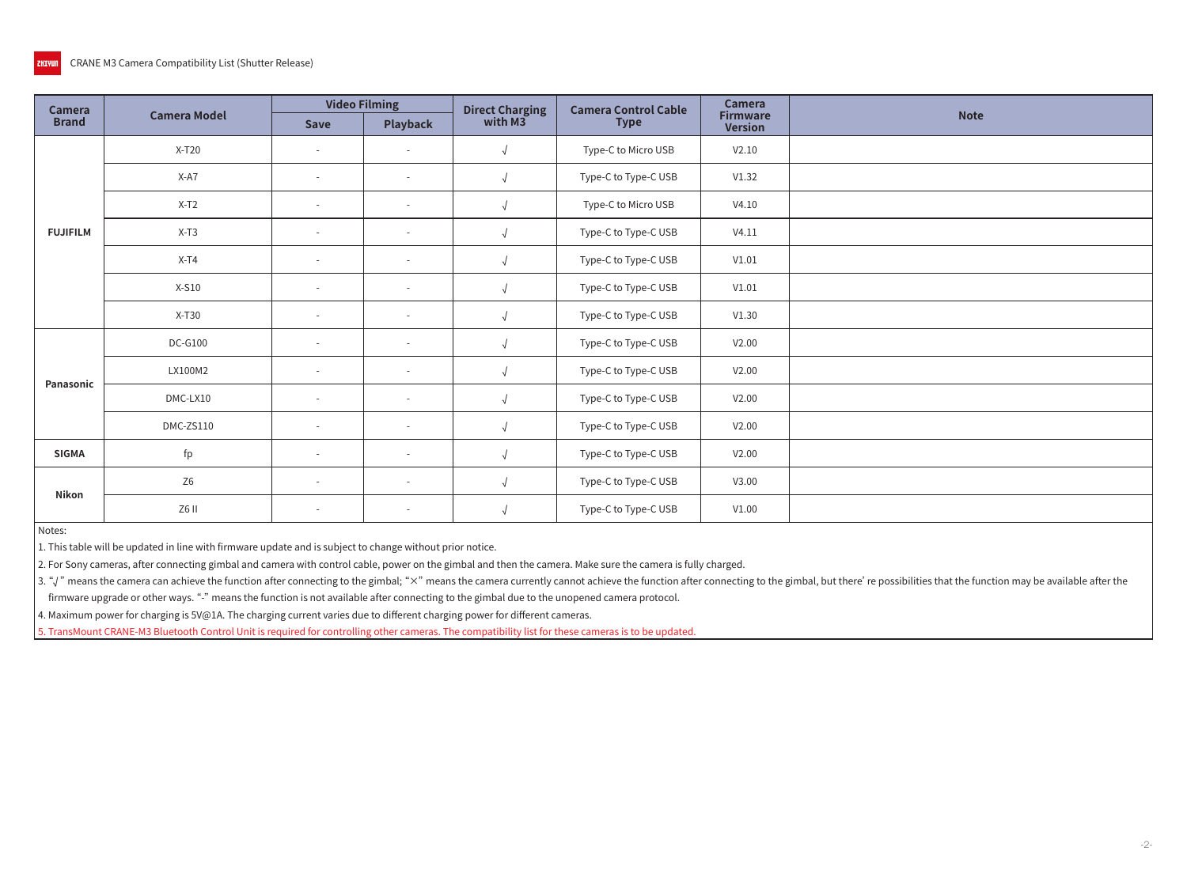CRANE M3 Camera Compatibility List (Shutter Release)

| Camera Brand | Camera Model | Video Filming | | Direct Charging with M3 | Camera Control Cable Type | Camera Firmware Version | Note |
|---|---|---|---|---|---|---|---|
| | | Save | Playback | | | | |
| FUJIFILM | X-T20 | - | - | √ | Type-C to Micro USB | V2.10 | |
| | X-A7 | - | - | √ | Type-C to Type-C USB | V1.32 | |
| | X-T2 | - | - | √ | Type-C to Micro USB | V4.10 | |
| | X-T3 | - | - | √ | Type-C to Type-C USB | V4.11 | |
| | X-T4 | - | - | √ | Type-C to Type-C USB | V1.01 | |
| | X-S10 | - | - | √ | Type-C to Type-C USB | V1.01 | |
| | X-T30 | - | - | √ | Type-C to Type-C USB | V1.30 | |
| Panasonic | DC-G100 | - | - | √ | Type-C to Type-C USB | V2.00 | |
| | LX100M2 | - | - | √ | Type-C to Type-C USB | V2.00 | |
| | DMC-LX10 | - | - | √ | Type-C to Type-C USB | V2.00 | |
| | DMC-ZS110 | - | - | √ | Type-C to Type-C USB | V2.00 | |
| SIGMA | fp | - | - | √ | Type-C to Type-C USB | V2.00 | |
| Nikon | Z6 | - | - | √ | Type-C to Type-C USB | V3.00 | |
| | Z6 II | - | - | √ | Type-C to Type-C USB | V1.00 | |

Notes:

1. This table will be updated in line with firmware update and is subject to change without prior notice.
2. For Sony cameras, after connecting gimbal and camera with control cable, power on the gimbal and then the camera. Make sure the camera is fully charged.
3. "√" means the camera can achieve the function after connecting to the gimbal; "×" means the camera currently cannot achieve the function after connecting to the gimbal, but there' re possibilities that the function may be available after the firmware upgrade or other ways. "-" means the function is not available after connecting to the gimbal due to the unopened camera protocol.
4. Maximum power for charging is 5V@1A. The charging current varies due to different charging power for different cameras.
5. TransMount CRANE-M3 Bluetooth Control Unit is required for controlling other cameras. The compatibility list for these cameras is to be updated.